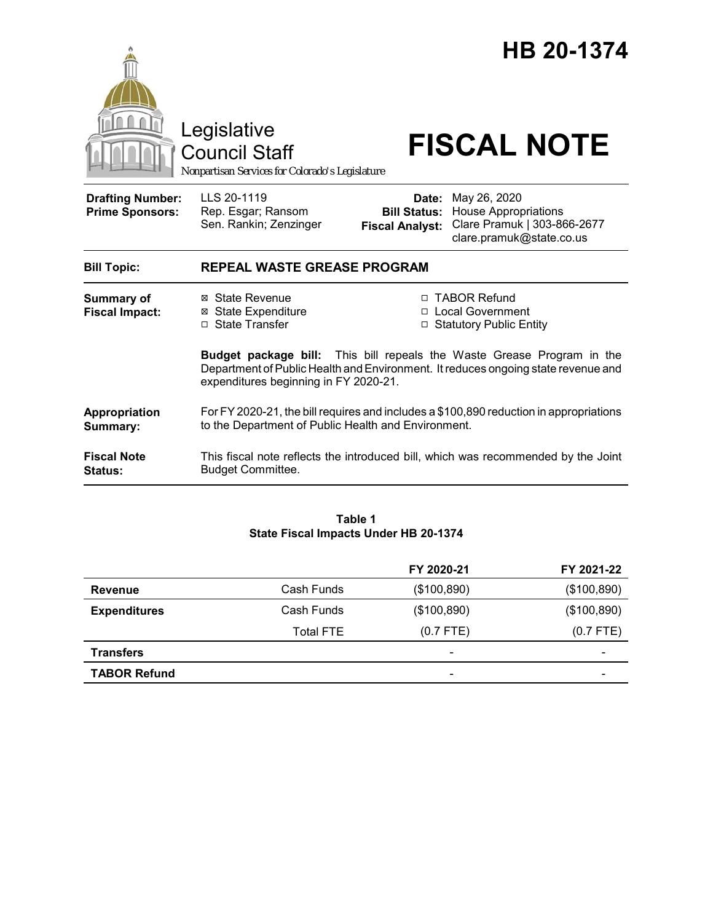# HB 20-1374

Legislative Council Staff

*Nonpartisan Services for Colorado's Legislature*

# FISCAL NOTE

| | | | |
|---|---|---|---|
| **Drafting Number:** | LLS 20-1119 | **Date:** | May 26, 2020 |
| **Prime Sponsors:** | Rep. Esgar; Ransom<br>Sen. Rankin; Zenzinger | **Bill Status:** | House Appropriations |
| | | **Fiscal Analyst:** | Clare Pramuk \| 303-866-2677<br>clare.pramuk@state.co.us |

| | |
|---|---|
| **Bill Topic:** | **REPEAL WASTE GREASE PROGRAM** |
| **Summary of Fiscal Impact:** | ☒ State Revenue<br>☒ State Expenditure<br>☐ State Transfer<br>☐ TABOR Refund<br>☐ Local Government<br>☐ Statutory Public Entity<br><br>**Budget package bill:** This bill repeals the Waste Grease Program in the Department of Public Health and Environment. It reduces ongoing state revenue and expenditures beginning in FY 2020-21. |
| **Appropriation Summary:** | For FY 2020-21, the bill requires and includes a $100,890 reduction in appropriations to the Department of Public Health and Environment. |
| **Fiscal Note Status:** | This fiscal note reflects the introduced bill, which was recommended by the Joint Budget Committee. |

**Table 1**
**State Fiscal Impacts Under HB 20-1374**

| | | FY 2020-21 | FY 2021-22 |
|---|---|---|---|
| **Revenue** | Cash Funds | ($100,890) | ($100,890) |
| **Expenditures** | Cash Funds | ($100,890) | ($100,890) |
| | Total FTE | (0.7 FTE) | (0.7 FTE) |
| **Transfers** | | - | - |
| **TABOR Refund** | | - | - |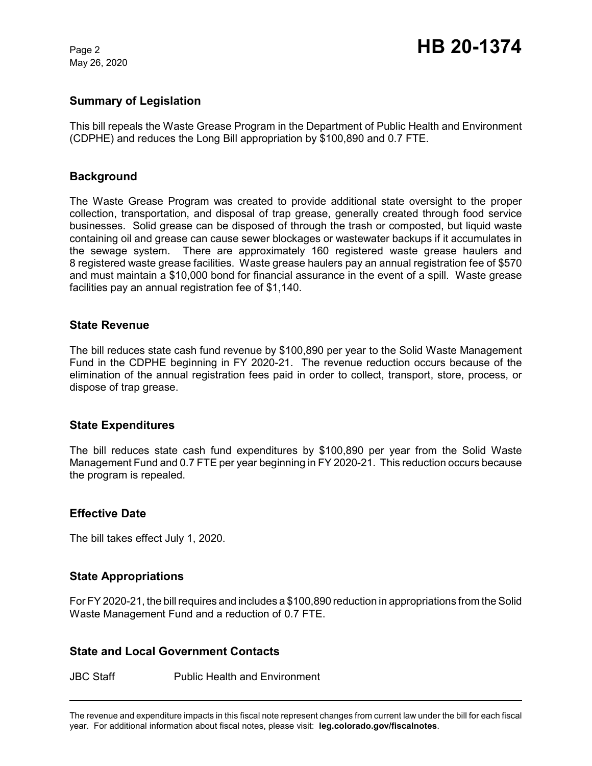## Summary of Legislation

This bill repeals the Waste Grease Program in the Department of Public Health and Environment (CDPHE) and reduces the Long Bill appropriation by $100,890 and 0.7 FTE.

## Background

The Waste Grease Program was created to provide additional state oversight to the proper collection, transportation, and disposal of trap grease, generally created through food service businesses. Solid grease can be disposed of through the trash or composted, but liquid waste containing oil and grease can cause sewer blockages or wastewater backups if it accumulates in the sewage system. There are approximately 160 registered waste grease haulers and 8 registered waste grease facilities. Waste grease haulers pay an annual registration fee of $570 and must maintain a $10,000 bond for financial assurance in the event of a spill. Waste grease facilities pay an annual registration fee of $1,140.

## State Revenue

The bill reduces state cash fund revenue by $100,890 per year to the Solid Waste Management Fund in the CDPHE beginning in FY 2020-21. The revenue reduction occurs because of the elimination of the annual registration fees paid in order to collect, transport, store, process, or dispose of trap grease.

## State Expenditures

The bill reduces state cash fund expenditures by $100,890 per year from the Solid Waste Management Fund and 0.7 FTE per year beginning in FY 2020-21. This reduction occurs because the program is repealed.

## Effective Date

The bill takes effect July 1, 2020.

## State Appropriations

For FY 2020-21, the bill requires and includes a $100,890 reduction in appropriations from the Solid Waste Management Fund and a reduction of 0.7 FTE.

## State and Local Government Contacts

JBC Staff Public Health and Environment

The revenue and expenditure impacts in this fiscal note represent changes from current law under the bill for each fiscal year. For additional information about fiscal notes, please visit: **leg.colorado.gov/fiscalnotes**.